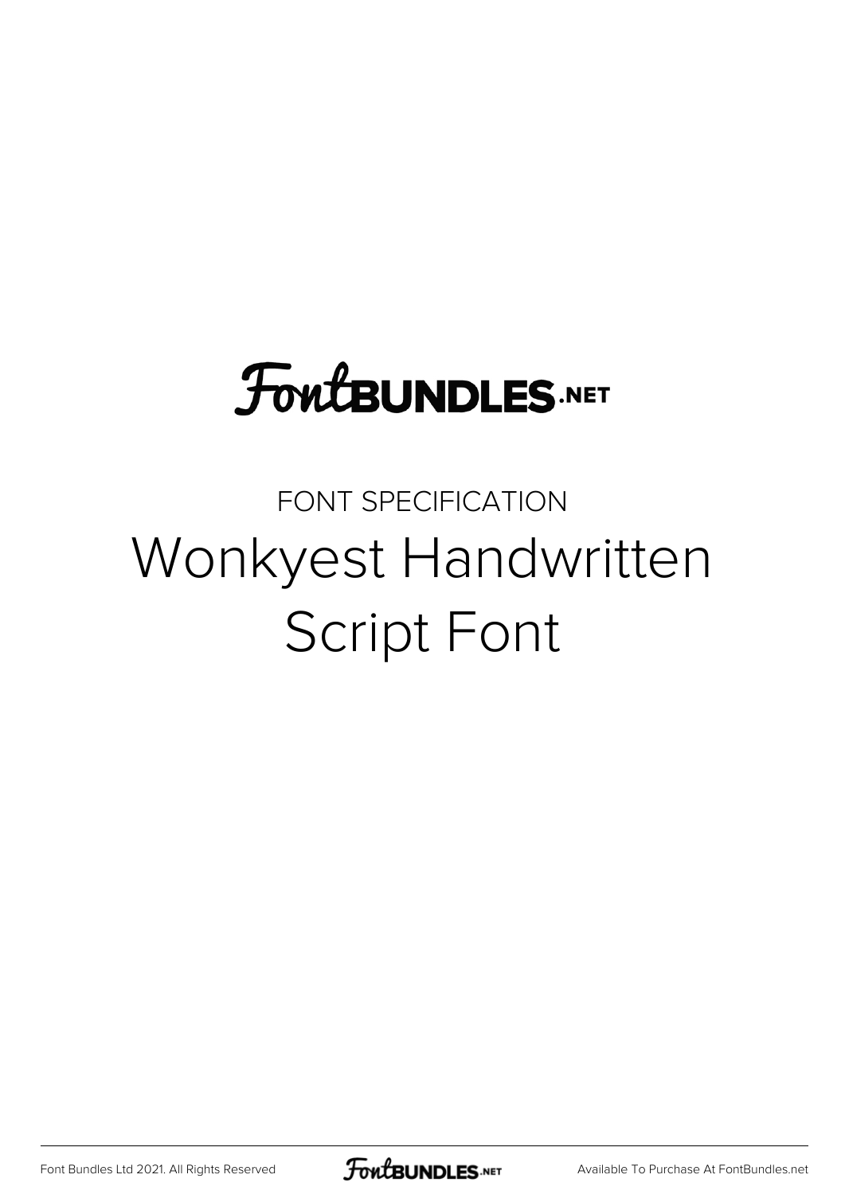FontBUNDLES.NET

FONT SPECIFICATION

# Wonkyest Handwritten Script Font

Font Bundles Ltd 2021. All Rights Reserved

Available To Purchase At FontBundles.net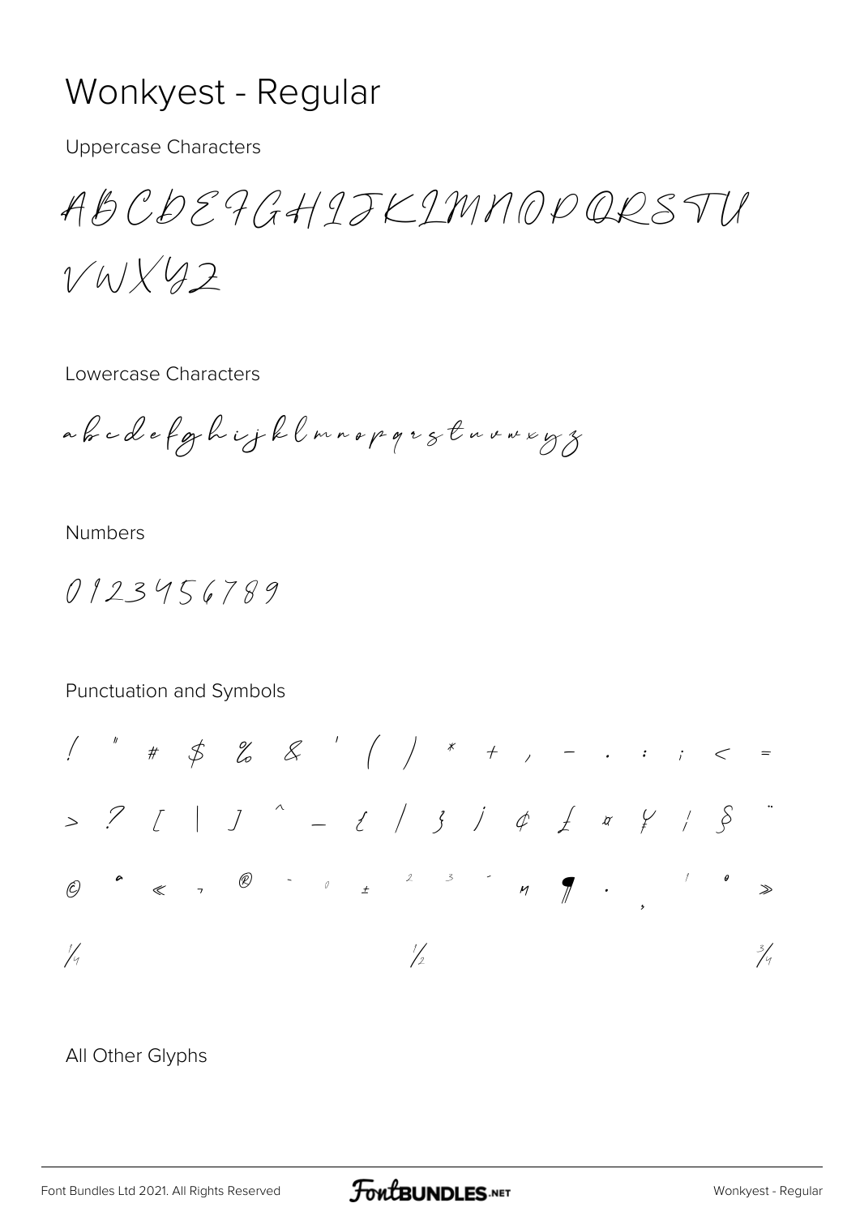# Wonkyest - Regular

Uppercase Characters

ABCDEFGHIJKLMNOPQRSTU VWXYZ

Lowercase Characters

abcdefghijklmnopqrstuvwxyz

Numbers

0123456789

Punctuation and Symbols

! " # $ % & ' ( ) * + , - . : ; < =

> ? [ | ] ^ _ { / } ¡ ¢ £ ¤ ¥ ¦ § ¨

© ª « ¬ ® ¯ ° ± ² ³ ´ µ ¶ · ¸ ¹ º »

¼ ½ ¾

All Other Glyphs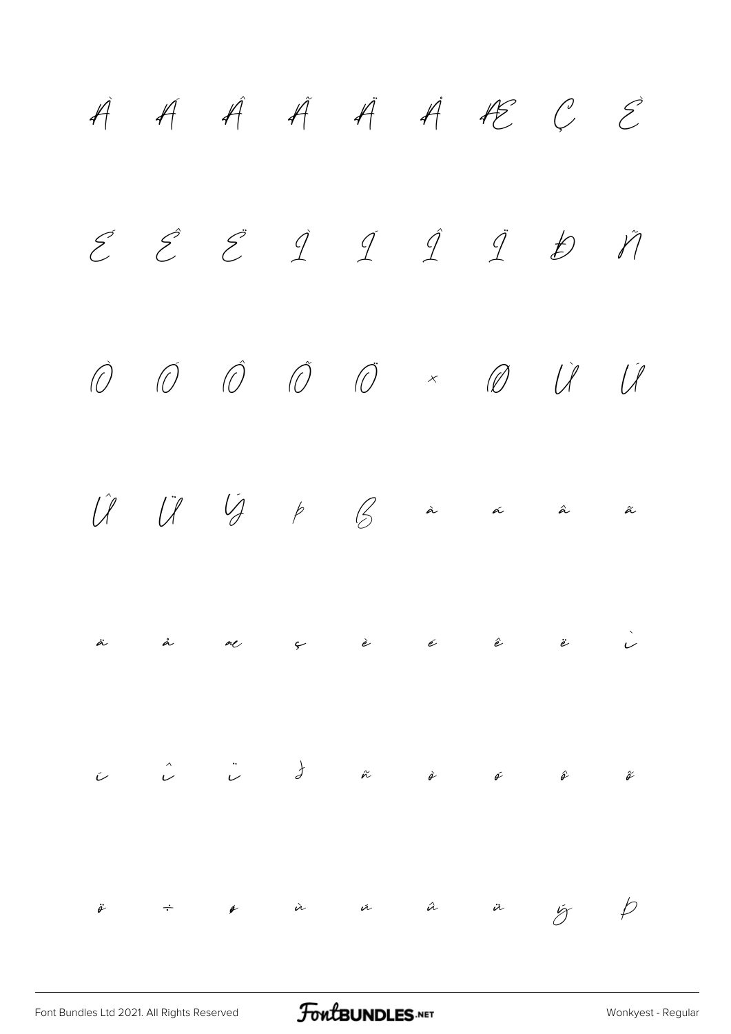À Á Â Ã Ä Å Æ Ç È

É Ê Ë Ì Í Î Ï Ð Ñ

Ò Ó Ô Õ Ö × Ø Ù Ú

Û Ü Ý Þ ß à á â ã

ä å æ ç è é ê ë ì

í î ï ð ñ ò ó ô õ

ö ÷ ø ù ú û ü ý þ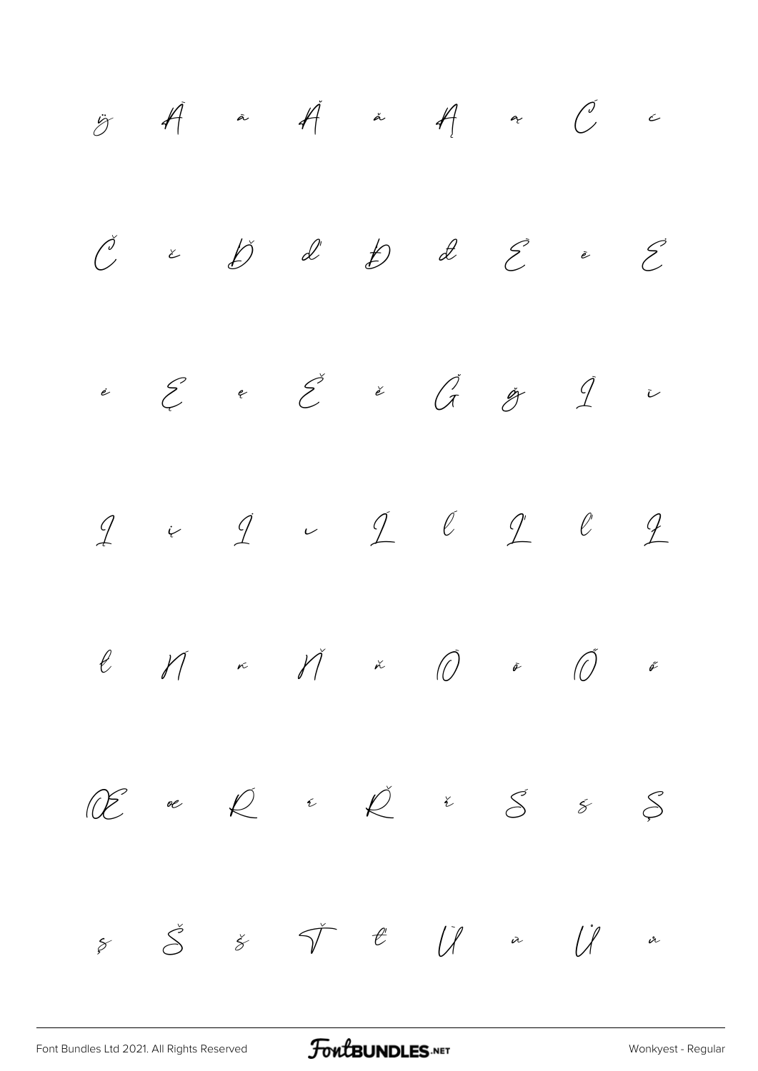ÿ Ã ã Ă ă Ą ą Ć ć

Č č Ď ď Đ đ Ē ē Ė

ė Ę ę Ě ě Ğ ğ Ī ī

Į į İ ı Ĺ ĺ Ľ ľ Ł

ł Ń ń Ň ň Ō ō Ő ő

Œ œ Ŕ ŕ Ř ř Ś ś Ş

ş Š š Ť ť Ū ū Ů ů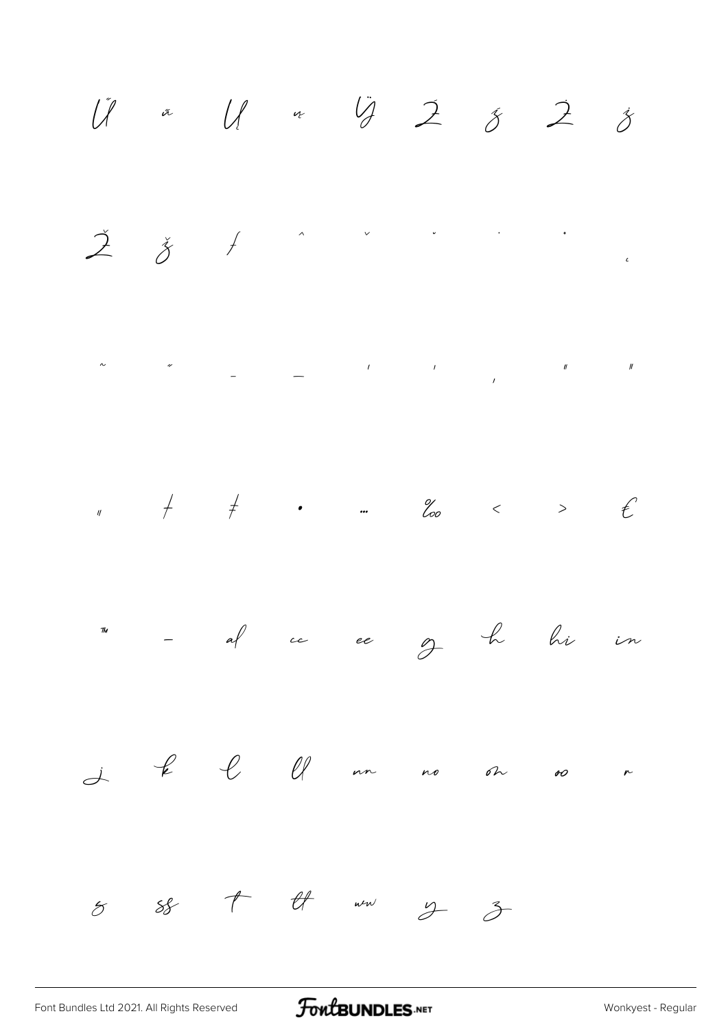| | | | | | | | | |
|---|---|---|---|---|---|---|---|---|
| Ű | ű | Ų | ų | Ÿ | Ź | ź | Ż | ż |
| Ž | ž | ƒ | ˆ | ˇ | ˘ | ˙ | ˚ | ˛ |
| ˜ | ˝ | – | — | ‘ | ’ | ‚ | “ | ” |
| „ | † | ‡ | • | … | ‰ | ‹ | › | € |
| ™ | − | al | cc | ee | g | h | hi | in |
| j | k | l | ll | nn | no | on | oo | r |
| s | ss | t | tt | ww | y | z | | |